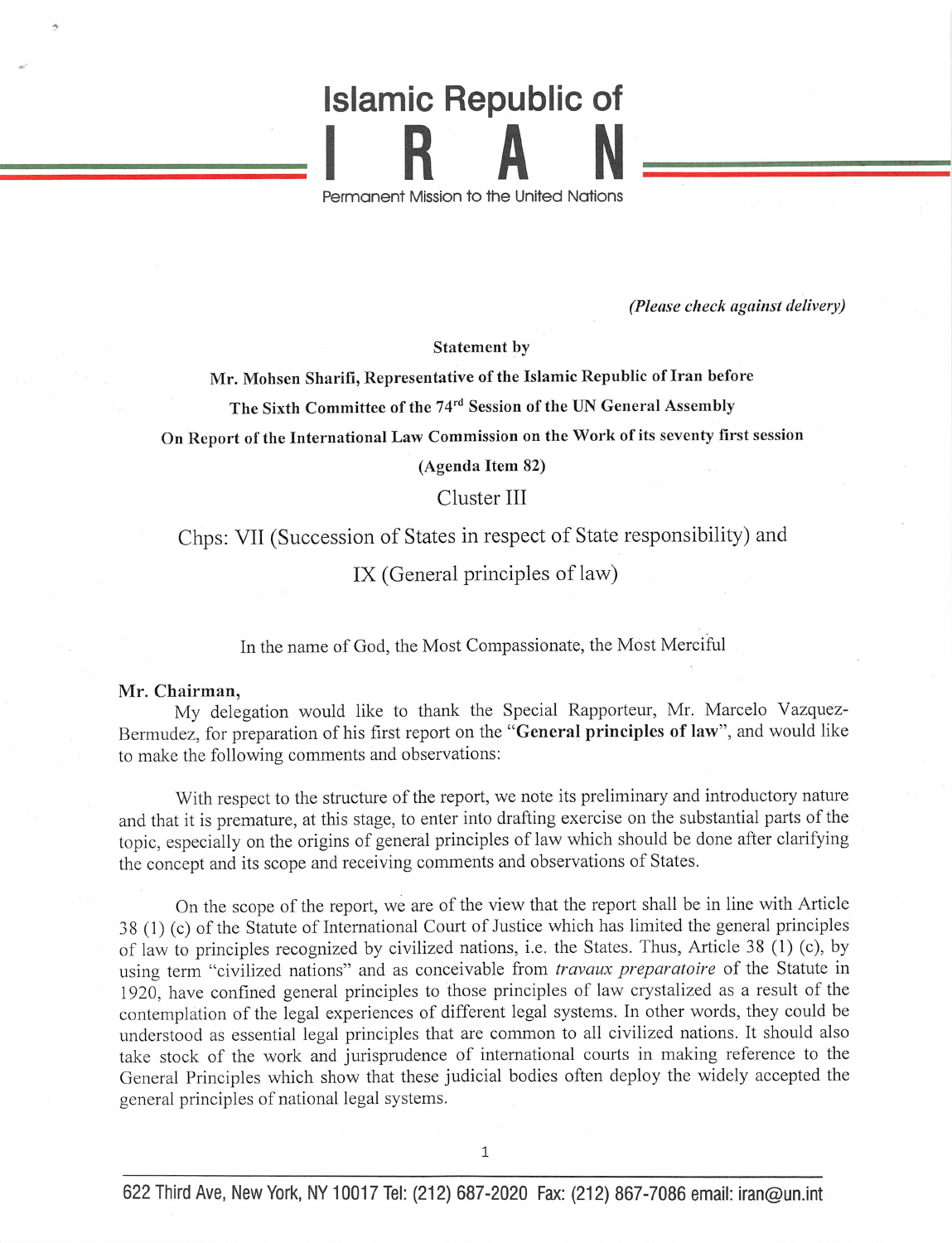# Islamic Republic of IRAN

Permanent Mission to the United Nations

*(Please check against delivery)*

**Statement by**

**Mr. Mohsen Sharifi, Representative of the Islamic Republic of Iran before**

**The Sixth Committee of the 74th Session of the UN General Assembly**

**On Report of the International Law Commission on the Work of its seventy first session**

**(Agenda Item 82)**

Cluster III

Chps: VII (Succession of States in respect of State responsibility) and

IX (General principles of law)

In the name of God, the Most Compassionate, the Most Merciful

**Mr. Chairman,**

My delegation would like to thank the Special Rapporteur, Mr. Marcelo Vazquez-Bermudez, for preparation of his first report on the "**General principles of law**", and would like to make the following comments and observations:

With respect to the structure of the report, we note its preliminary and introductory nature and that it is premature, at this stage, to enter into drafting exercise on the substantial parts of the topic, especially on the origins of general principles of law which should be done after clarifying the concept and its scope and receiving comments and observations of States.

On the scope of the report, we are of the view that the report shall be in line with Article 38 (1) (c) of the Statute of International Court of Justice which has limited the general principles of law to principles recognized by civilized nations, i.e. the States. Thus, Article 38 (1) (c), by using term "civilized nations" and as conceivable from *travaux preparatoire* of the Statute in 1920, have confined general principles to those principles of law crystalized as a result of the contemplation of the legal experiences of different legal systems. In other words, they could be understood as essential legal principles that are common to all civilized nations. It should also take stock of the work and jurisprudence of international courts in making reference to the General Principles which show that these judicial bodies often deploy the widely accepted the general principles of national legal systems.

622 Third Ave, New York, NY 10017 Tel: (212) 687-2020 Fax: (212) 867-7086 email: iran@un.int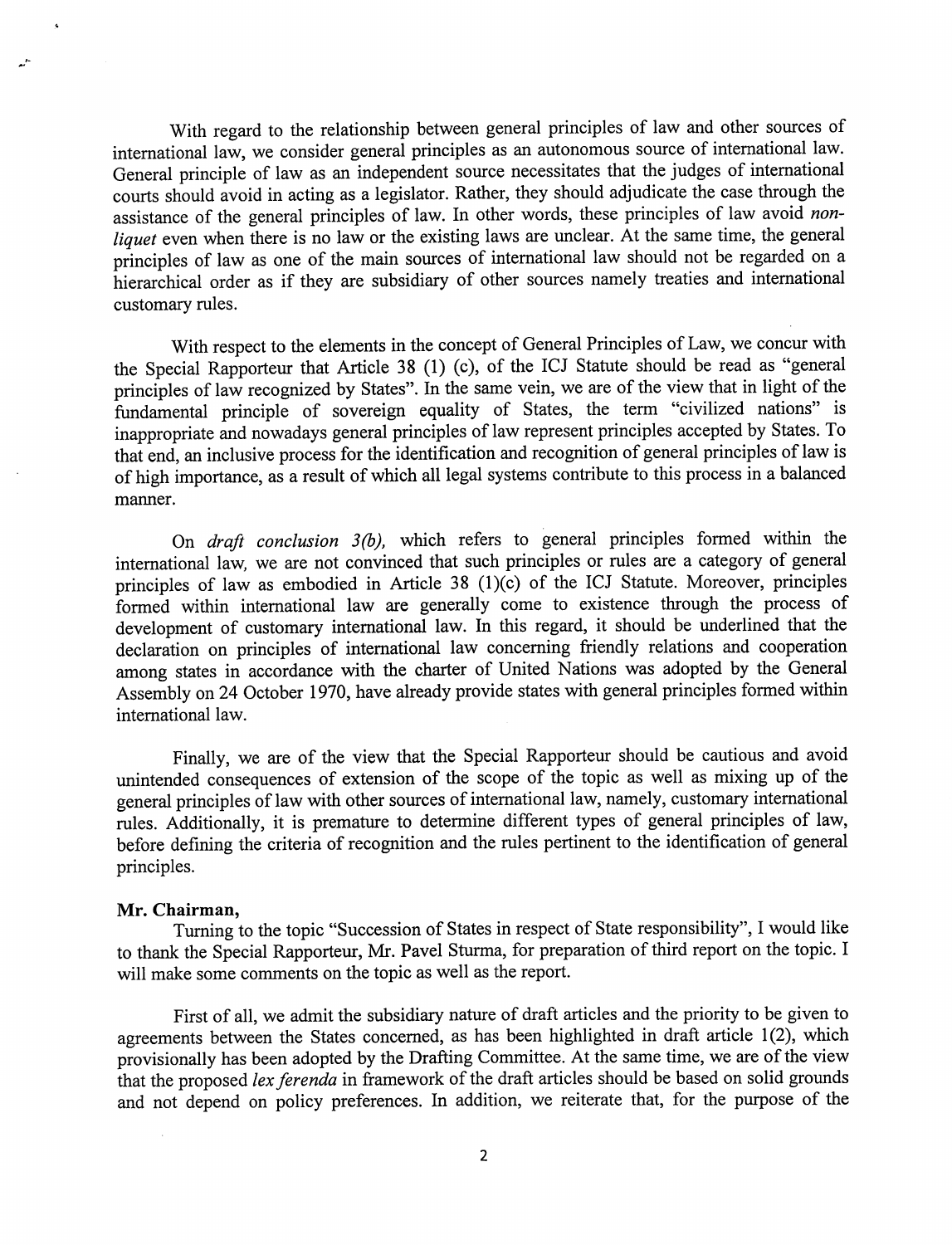With regard to the relationship between general principles of law and other sources of international law, we consider general principles as an autonomous source of international law. General principle of law as an independent source necessitates that the judges of international courts should avoid in acting as a legislator. Rather, they should adjudicate the case through the assistance of the general principles of law. In other words, these principles of law avoid *non-liquet* even when there is no law or the existing laws are unclear. At the same time, the general principles of law as one of the main sources of international law should not be regarded on a hierarchical order as if they are subsidiary of other sources namely treaties and international customary rules.

With respect to the elements in the concept of General Principles of Law, we concur with the Special Rapporteur that Article 38 (1) (c), of the ICJ Statute should be read as "general principles of law recognized by States". In the same vein, we are of the view that in light of the fundamental principle of sovereign equality of States, the term "civilized nations" is inappropriate and nowadays general principles of law represent principles accepted by States. To that end, an inclusive process for the identification and recognition of general principles of law is of high importance, as a result of which all legal systems contribute to this process in a balanced manner.

On *draft conclusion 3(b),* which refers to general principles formed within the international law, we are not convinced that such principles or rules are a category of general principles of law as embodied in Article 38 (1)(c) of the ICJ Statute. Moreover, principles formed within international law are generally come to existence through the process of development of customary international law. In this regard, it should be underlined that the declaration on principles of international law concerning friendly relations and cooperation among states in accordance with the charter of United Nations was adopted by the General Assembly on 24 October 1970, have already provide states with general principles formed within international law.

Finally, we are of the view that the Special Rapporteur should be cautious and avoid unintended consequences of extension of the scope of the topic as well as mixing up of the general principles of law with other sources of international law, namely, customary international rules. Additionally, it is premature to determine different types of general principles of law, before defining the criteria of recognition and the rules pertinent to the identification of general principles.

**Mr. Chairman,**

Turning to the topic "Succession of States in respect of State responsibility", I would like to thank the Special Rapporteur, Mr. Pavel Sturma, for preparation of third report on the topic. I will make some comments on the topic as well as the report.

First of all, we admit the subsidiary nature of draft articles and the priority to be given to agreements between the States concerned, as has been highlighted in draft article 1(2), which provisionally has been adopted by the Drafting Committee. At the same time, we are of the view that the proposed *lex ferenda* in framework of the draft articles should be based on solid grounds and not depend on policy preferences. In addition, we reiterate that, for the purpose of the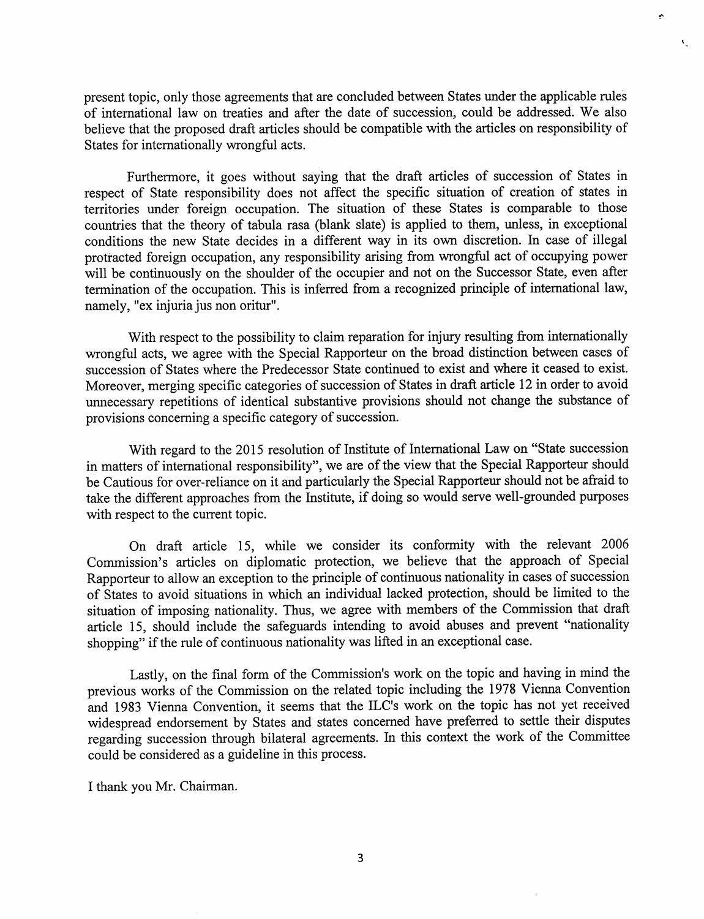present topic, only those agreements that are concluded between States under the applicable rules of international law on treaties and after the date of succession, could be addressed. We also believe that the proposed draft articles should be compatible with the articles on responsibility of States for internationally wrongful acts.

Furthermore, it goes without saying that the draft articles of succession of States in respect of State responsibility does not affect the specific situation of creation of states in territories under foreign occupation. The situation of these States is comparable to those countries that the theory of tabula rasa (blank slate) is applied to them, unless, in exceptional conditions the new State decides in a different way in its own discretion. In case of illegal protracted foreign occupation, any responsibility arising from wrongful act of occupying power will be continuously on the shoulder of the occupier and not on the Successor State, even after termination of the occupation. This is inferred from a recognized principle of international law, namely, "ex injuria jus non oritur".

With respect to the possibility to claim reparation for injury resulting from internationally wrongful acts, we agree with the Special Rapporteur on the broad distinction between cases of succession of States where the Predecessor State continued to exist and where it ceased to exist. Moreover, merging specific categories of succession of States in draft article 12 in order to avoid unnecessary repetitions of identical substantive provisions should not change the substance of provisions concerning a specific category of succession.

With regard to the 2015 resolution of Institute of International Law on "State succession in matters of international responsibility", we are of the view that the Special Rapporteur should be Cautious for over-reliance on it and particularly the Special Rapporteur should not be afraid to take the different approaches from the Institute, if doing so would serve well-grounded purposes with respect to the current topic.

On draft article 15, while we consider its conformity with the relevant 2006 Commission's articles on diplomatic protection, we believe that the approach of Special Rapporteur to allow an exception to the principle of continuous nationality in cases of succession of States to avoid situations in which an individual lacked protection, should be limited to the situation of imposing nationality. Thus, we agree with members of the Commission that draft article 15, should include the safeguards intending to avoid abuses and prevent "nationality shopping" if the rule of continuous nationality was lifted in an exceptional case.

Lastly, on the final form of the Commission's work on the topic and having in mind the previous works of the Commission on the related topic including the 1978 Vienna Convention and 1983 Vienna Convention, it seems that the ILC's work on the topic has not yet received widespread endorsement by States and states concerned have preferred to settle their disputes regarding succession through bilateral agreements. In this context the work of the Committee could be considered as a guideline in this process.

I thank you Mr. Chairman.